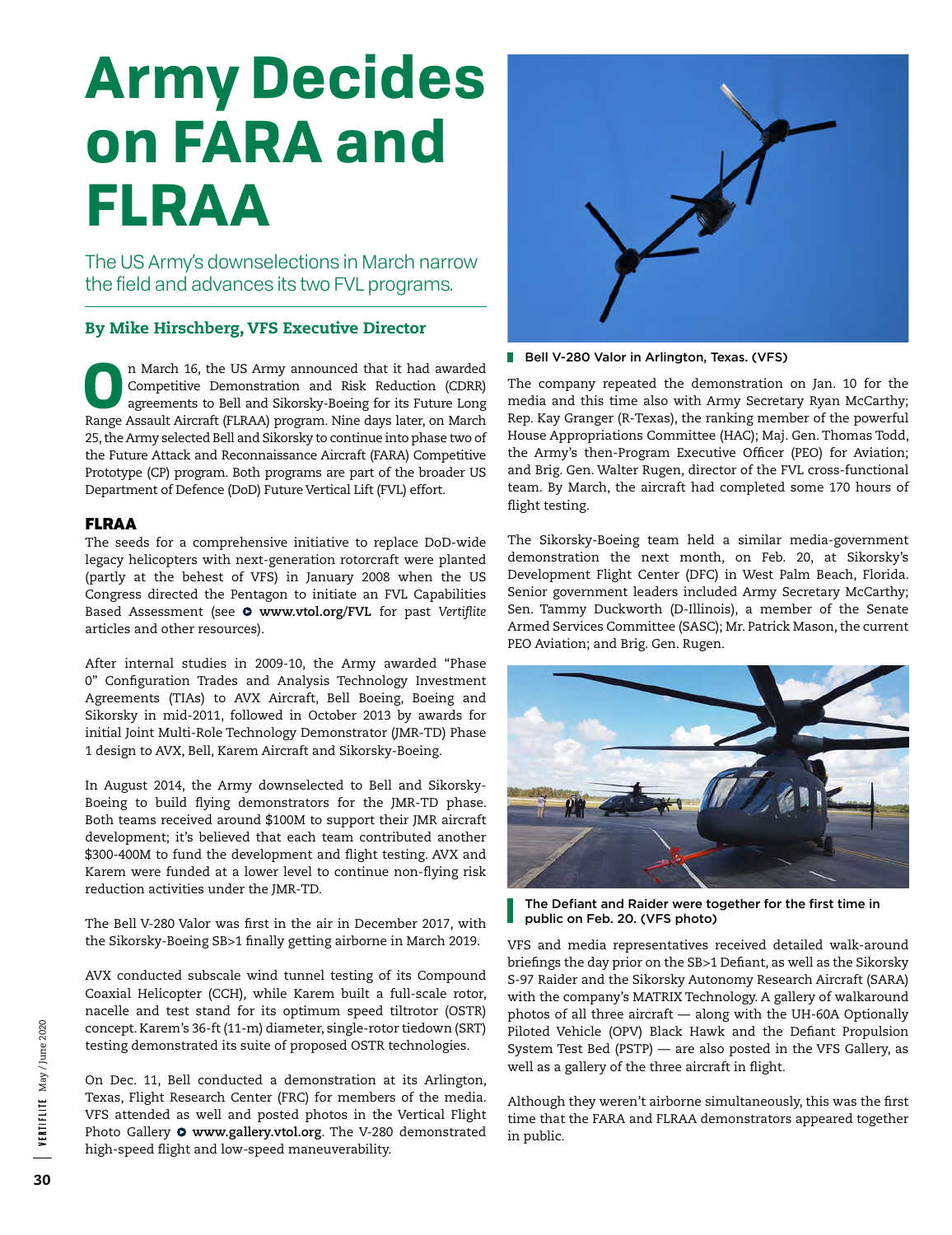# Army Decides on FARA and FLRAA

The US Army's downselections in March narrow the field and advances its two FVL programs.

**By Mike Hirschberg, VFS Executive Director**

On March 16, the US Army announced that it had awarded Competitive Demonstration and Risk Reduction (CDRR) agreements to Bell and Sikorsky-Boeing for its Future Long Range Assault Aircraft (FLRAA) program. Nine days later, on March 25, the Army selected Bell and Sikorsky to continue into phase two of the Future Attack and Reconnaissance Aircraft (FARA) Competitive Prototype (CP) program. Both programs are part of the broader US Department of Defence (DoD) Future Vertical Lift (FVL) effort.

## FLRAA

The seeds for a comprehensive initiative to replace DoD-wide legacy helicopters with next-generation rotorcraft were planted (partly at the behest of VFS) in January 2008 when the US Congress directed the Pentagon to initiate an FVL Capabilities Based Assessment (see **www.vtol.org/FVL** for past *Vertiflite* articles and other resources).

After internal studies in 2009-10, the Army awarded "Phase 0" Configuration Trades and Analysis Technology Investment Agreements (TIAs) to AVX Aircraft, Bell Boeing, Boeing and Sikorsky in mid-2011, followed in October 2013 by awards for initial Joint Multi-Role Technology Demonstrator (JMR-TD) Phase 1 design to AVX, Bell, Karem Aircraft and Sikorsky-Boeing.

In August 2014, the Army downselected to Bell and Sikorsky-Boeing to build flying demonstrators for the JMR-TD phase. Both teams received around $100M to support their JMR aircraft development; it's believed that each team contributed another $300-400M to fund the development and flight testing. AVX and Karem were funded at a lower level to continue non-flying risk reduction activities under the JMR-TD.

The Bell V-280 Valor was first in the air in December 2017, with the Sikorsky-Boeing SB>1 finally getting airborne in March 2019.

AVX conducted subscale wind tunnel testing of its Compound Coaxial Helicopter (CCH), while Karem built a full-scale rotor, nacelle and test stand for its optimum speed tiltrotor (OSTR) concept. Karem's 36-ft (11-m) diameter, single-rotor tiedown (SRT) testing demonstrated its suite of proposed OSTR technologies.

On Dec. 11, Bell conducted a demonstration at its Arlington, Texas, Flight Research Center (FRC) for members of the media. VFS attended as well and posted photos in the Vertical Flight Photo Gallery **www.gallery.vtol.org**. The V-280 demonstrated high-speed flight and low-speed maneuverability.

Bell V-280 Valor in Arlington, Texas. (VFS)

The company repeated the demonstration on Jan. 10 for the media and this time also with Army Secretary Ryan McCarthy; Rep. Kay Granger (R-Texas), the ranking member of the powerful House Appropriations Committee (HAC); Maj. Gen. Thomas Todd, the Army's then-Program Executive Officer (PEO) for Aviation; and Brig. Gen. Walter Rugen, director of the FVL cross-functional team. By March, the aircraft had completed some 170 hours of flight testing.

The Sikorsky-Boeing team held a similar media-government demonstration the next month, on Feb. 20, at Sikorsky's Development Flight Center (DFC) in West Palm Beach, Florida. Senior government leaders included Army Secretary McCarthy; Sen. Tammy Duckworth (D-Illinois), a member of the Senate Armed Services Committee (SASC); Mr. Patrick Mason, the current PEO Aviation; and Brig. Gen. Rugen.

The Defiant and Raider were together for the first time in public on Feb. 20. (VFS photo)

VFS and media representatives received detailed walk-around briefings the day prior on the SB>1 Defiant, as well as the Sikorsky S-97 Raider and the Sikorsky Autonomy Research Aircraft (SARA) with the company's MATRIX Technology. A gallery of walkaround photos of all three aircraft — along with the UH-60A Optionally Piloted Vehicle (OPV) Black Hawk and the Defiant Propulsion System Test Bed (PSTP) — are also posted in the VFS Gallery, as well as a gallery of the three aircraft in flight.

Although they weren't airborne simultaneously, this was the first time that the FARA and FLRAA demonstrators appeared together in public.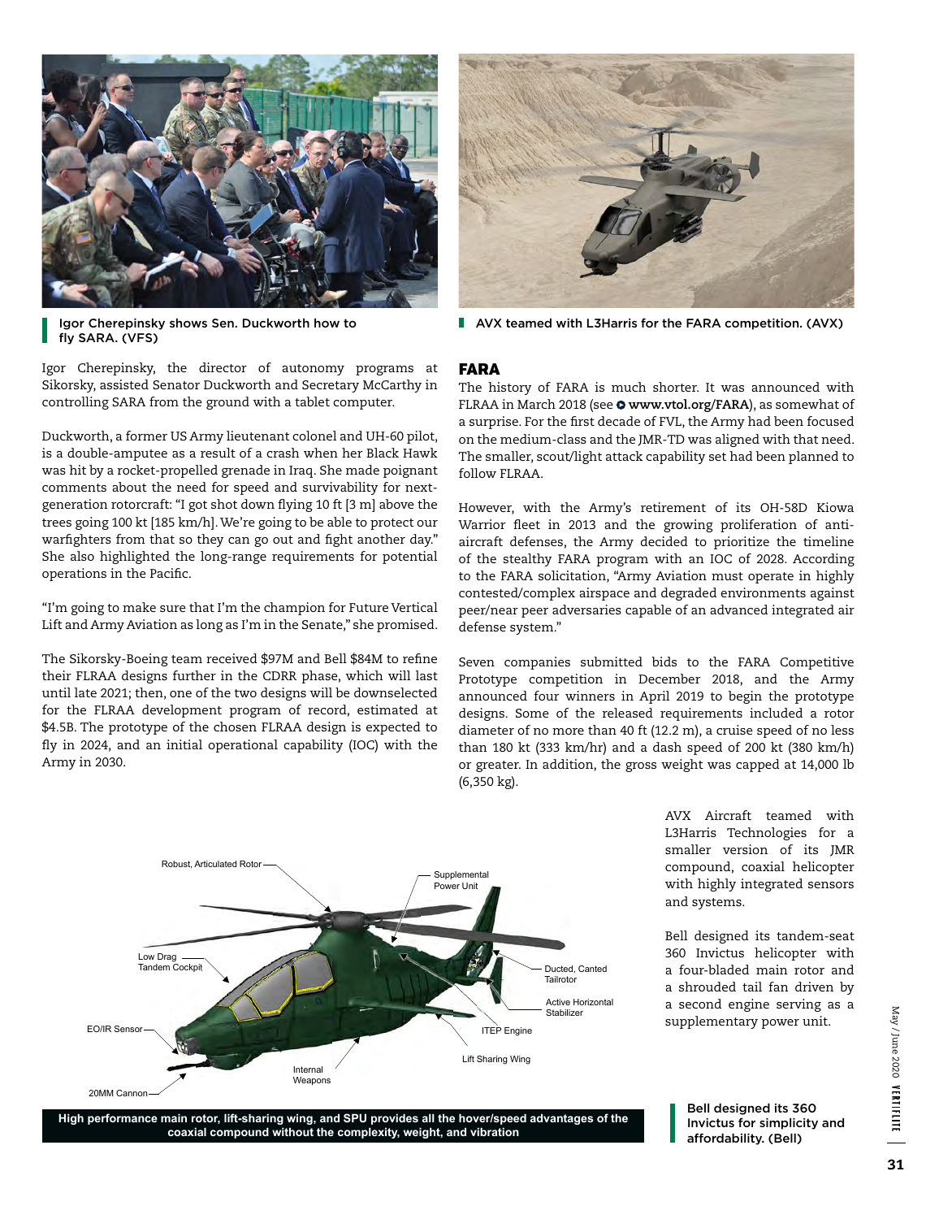Igor Cherepinsky shows Sen. Duckworth how to fly SARA. (VFS)

Igor Cherepinsky, the director of autonomy programs at Sikorsky, assisted Senator Duckworth and Secretary McCarthy in controlling SARA from the ground with a tablet computer.

Duckworth, a former US Army lieutenant colonel and UH-60 pilot, is a double-amputee as a result of a crash when her Black Hawk was hit by a rocket-propelled grenade in Iraq. She made poignant comments about the need for speed and survivability for next-generation rotorcraft: "I got shot down flying 10 ft [3 m] above the trees going 100 kt [185 km/h]. We're going to be able to protect our warfighters from that so they can go out and fight another day." She also highlighted the long-range requirements for potential operations in the Pacific.

"I'm going to make sure that I'm the champion for Future Vertical Lift and Army Aviation as long as I'm in the Senate," she promised.

The Sikorsky-Boeing team received $97M and Bell $84M to refine their FLRAA designs further in the CDRR phase, which will last until late 2021; then, one of the two designs will be downselected for the FLRAA development program of record, estimated at $4.5B. The prototype of the chosen FLRAA design is expected to fly in 2024, and an initial operational capability (IOC) with the Army in 2030.

AVX teamed with L3Harris for the FARA competition. (AVX)

## FARA

The history of FARA is much shorter. It was announced with FLRAA in March 2018 (see **www.vtol.org/FARA**), as somewhat of a surprise. For the first decade of FVL, the Army had been focused on the medium-class and the JMR-TD was aligned with that need. The smaller, scout/light attack capability set had been planned to follow FLRAA.

However, with the Army's retirement of its OH-58D Kiowa Warrior fleet in 2013 and the growing proliferation of anti-aircraft defenses, the Army decided to prioritize the timeline of the stealthy FARA program with an IOC of 2028. According to the FARA solicitation, "Army Aviation must operate in highly contested/complex airspace and degraded environments against peer/near peer adversaries capable of an advanced integrated air defense system."

Seven companies submitted bids to the FARA Competitive Prototype competition in December 2018, and the Army announced four winners in April 2019 to begin the prototype designs. Some of the released requirements included a rotor diameter of no more than 40 ft (12.2 m), a cruise speed of no less than 180 kt (333 km/hr) and a dash speed of 200 kt (380 km/h) or greater. In addition, the gross weight was capped at 14,000 lb (6,350 kg).

AVX Aircraft teamed with L3Harris Technologies for a smaller version of its JMR compound, coaxial helicopter with highly integrated sensors and systems.

Bell designed its tandem-seat 360 Invictus helicopter with a four-bladed main rotor and a shrouded tail fan driven by a second engine serving as a supplementary power unit.

High performance main rotor, lift-sharing wing, and SPU provides all the hover/speed advantages of the coaxial compound without the complexity, weight, and vibration

Bell designed its 360 Invictus for simplicity and affordability. (Bell)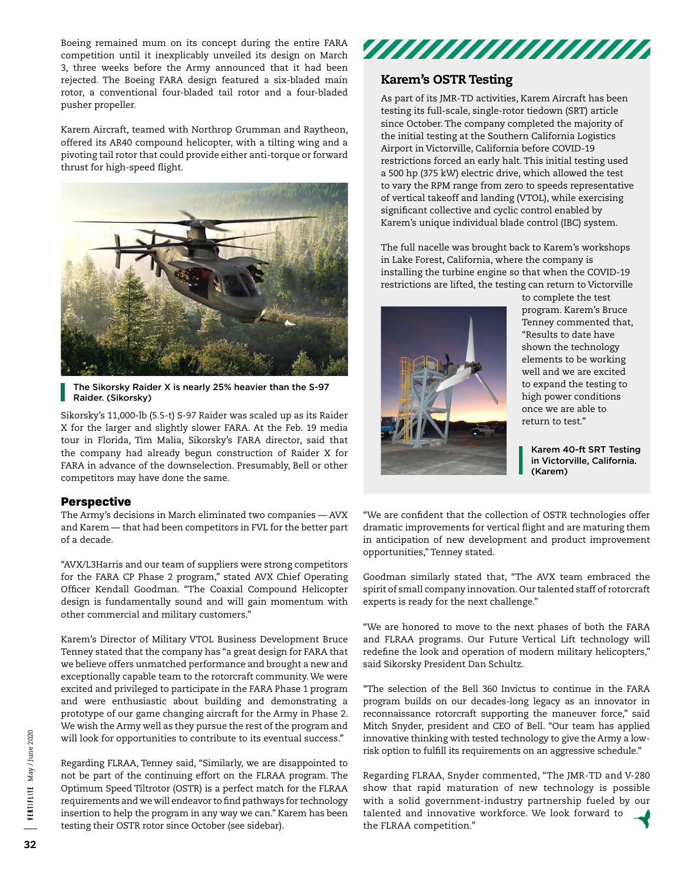Boeing remained mum on its concept during the entire FARA competition until it inexplicably unveiled its design on March 3, three weeks before the Army announced that it had been rejected. The Boeing FARA design featured a six-bladed main rotor, a conventional four-bladed tail rotor and a four-bladed pusher propeller.

Karem Aircraft, teamed with Northrop Grumman and Raytheon, offered its AR40 compound helicopter, with a tilting wing and a pivoting tail rotor that could provide either anti-torque or forward thrust for high-speed flight.

The Sikorsky Raider X is nearly 25% heavier than the S-97 Raider. (Sikorsky)

Sikorsky's 11,000-lb (5.5-t) S-97 Raider was scaled up as its Raider X for the larger and slightly slower FARA. At the Feb. 19 media tour in Florida, Tim Malia, Sikorsky's FARA director, said that the company had already begun construction of Raider X for FARA in advance of the downselection. Presumably, Bell or other competitors may have done the same.

## Perspective

The Army's decisions in March eliminated two companies — AVX and Karem — that had been competitors in FVL for the better part of a decade.

"AVX/L3Harris and our team of suppliers were strong competitors for the FARA CP Phase 2 program," stated AVX Chief Operating Officer Kendall Goodman. "The Coaxial Compound Helicopter design is fundamentally sound and will gain momentum with other commercial and military customers."

Karem's Director of Military VTOL Business Development Bruce Tenney stated that the company has "a great design for FARA that we believe offers unmatched performance and brought a new and exceptionally capable team to the rotorcraft community. We were excited and privileged to participate in the FARA Phase 1 program and were enthusiastic about building and demonstrating a prototype of our game changing aircraft for the Army in Phase 2. We wish the Army well as they pursue the rest of the program and will look for opportunities to contribute to its eventual success."

Regarding FLRAA, Tenney said, "Similarly, we are disappointed to not be part of the continuing effort on the FLRAA program. The Optimum Speed Tiltrotor (OSTR) is a perfect match for the FLRAA requirements and we will endeavor to find pathways for technology insertion to help the program in any way we can." Karem has been testing their OSTR rotor since October (see sidebar).

"We are confident that the collection of OSTR technologies offer dramatic improvements for vertical flight and are maturing them in anticipation of new development and product improvement opportunities," Tenney stated.

Goodman similarly stated that, "The AVX team embraced the spirit of small company innovation. Our talented staff of rotorcraft experts is ready for the next challenge."

"We are honored to move to the next phases of both the FARA and FLRAA programs. Our Future Vertical Lift technology will redefine the look and operation of modern military helicopters," said Sikorsky President Dan Schultz.

"The selection of the Bell 360 Invictus to continue in the FARA program builds on our decades-long legacy as an innovator in reconnaissance rotorcraft supporting the maneuver force," said Mitch Snyder, president and CEO of Bell. "Our team has applied innovative thinking with tested technology to give the Army a low-risk option to fulfill its requirements on an aggressive schedule."

Regarding FLRAA, Snyder commented, "The JMR-TD and V-280 show that rapid maturation of new technology is possible with a solid government-industry partnership fueled by our talented and innovative workforce. We look forward to the FLRAA competition."

### Karem's OSTR Testing

As part of its JMR-TD activities, Karem Aircraft has been testing its full-scale, single-rotor tiedown (SRT) article since October. The company completed the majority of the initial testing at the Southern California Logistics Airport in Victorville, California before COVID-19 restrictions forced an early halt. This initial testing used a 500 hp (375 kW) electric drive, which allowed the test to vary the RPM range from zero to speeds representative of vertical takeoff and landing (VTOL), while exercising significant collective and cyclic control enabled by Karem's unique individual blade control (IBC) system.

The full nacelle was brought back to Karem's workshops in Lake Forest, California, where the company is installing the turbine engine so that when the COVID-19 restrictions are lifted, the testing can return to Victorville to complete the test program. Karem's Bruce Tenney commented that, "Results to date have shown the technology elements to be working well and we are excited to expand the testing to high power conditions once we are able to return to test."

Karem 40-ft SRT Testing in Victorville, California. (Karem)